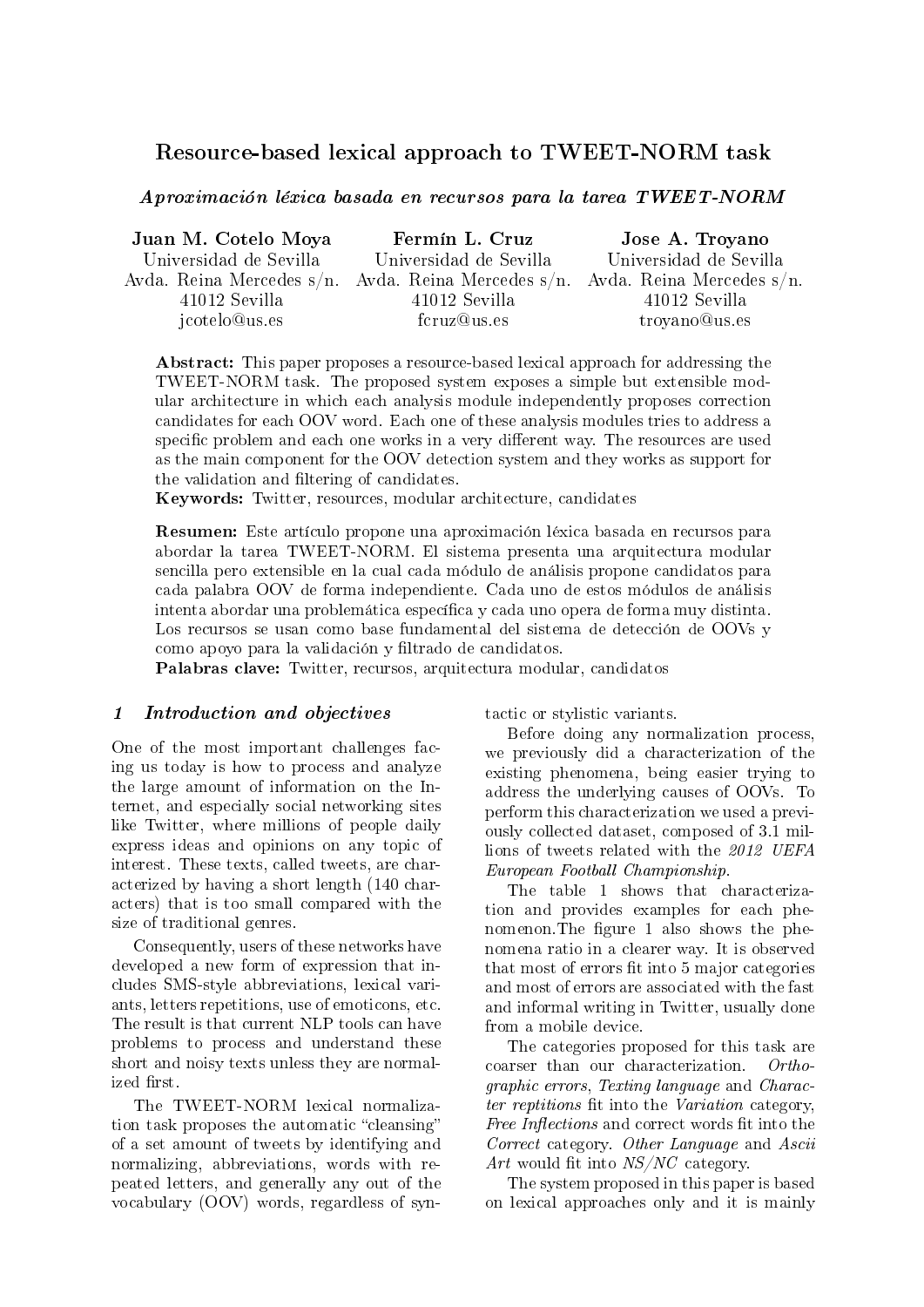# Resource-based lexical approach to TWEET-NORM task

### *Aproximación léxica basada en recursos para la tarea TWEET-NORM*

| Juan M. Cotelo Moya | Fermín L. Cruz | Jose A. Troyano |
|---|---|---|
| Universidad de Sevilla | Universidad de Sevilla | Universidad de Sevilla |
| Avda. Reina Mercedes s/n. | Avda. Reina Mercedes s/n. | Avda. Reina Mercedes s/n. |
| 41012 Sevilla | 41012 Sevilla | 41012 Sevilla |
| jcotelo@us.es | fcruz@us.es | troyano@us.es |

**Abstract:** This paper proposes a resource-based lexical approach for addressing the TWEET-NORM task. The proposed system exposes a simple but extensible modular architecture in which each analysis module independently proposes correction candidates for each OOV word. Each one of these analysis modules tries to address a specific problem and each one works in a very different way. The resources are used as the main component for the OOV detection system and they works as support for the validation and filtering of candidates.

**Keywords:** Twitter, resources, modular architecture, candidates

**Resumen:** Este artículo propone una aproximación léxica basada en recursos para abordar la tarea TWEET-NORM. El sistema presenta una arquitectura modular sencilla pero extensible en la cual cada módulo de análisis propone candidatos para cada palabra OOV de forma independiente. Cada uno de estos módulos de análisis intenta abordar una problemática específica y cada uno opera de forma muy distinta. Los recursos se usan como base fundamental del sistema de detección de OOVs y como apoyo para la validación y filtrado de candidatos.

**Palabras clave:** Twitter, recursos, arquitectura modular, candidatos

## 1 Introduction and objectives

One of the most important challenges facing us today is how to process and analyze the large amount of information on the Internet, and especially social networking sites like Twitter, where millions of people daily express ideas and opinions on any topic of interest. These texts, called tweets, are characterized by having a short length (140 characters) that is too small compared with the size of traditional genres.

Consequently, users of these networks have developed a new form of expression that includes SMS-style abbreviations, lexical variants, letters repetitions, use of emoticons, etc. The result is that current NLP tools can have problems to process and understand these short and noisy texts unless they are normalized first.

The TWEET-NORM lexical normalization task proposes the automatic "cleansing" of a set amount of tweets by identifying and normalizing, abbreviations, words with repeated letters, and generally any out of the vocabulary (OOV) words, regardless of syntactic or stylistic variants.

Before doing any normalization process, we previously did a characterization of the existing phenomena, being easier trying to address the underlying causes of OOVs. To perform this characterization we used a previously collected dataset, composed of 3.1 millions of tweets related with the *2012 UEFA European Football Championship*.

The table 1 shows that characterization and provides examples for each phenomenon.The figure 1 also shows the phenomena ratio in a clearer way. It is observed that most of errors fit into 5 major categories and most of errors are associated with the fast and informal writing in Twitter, usually done from a mobile device.

The categories proposed for this task are coarser than our characterization. *Orthographic errors*, *Texting language* and *Character reptitions* fit into the *Variation* category, *Free Inflections* and correct words fit into the *Correct* category. *Other Language* and *Ascii Art* would fit into *NS/NC* category.

The system proposed in this paper is based on lexical approaches only and it is mainly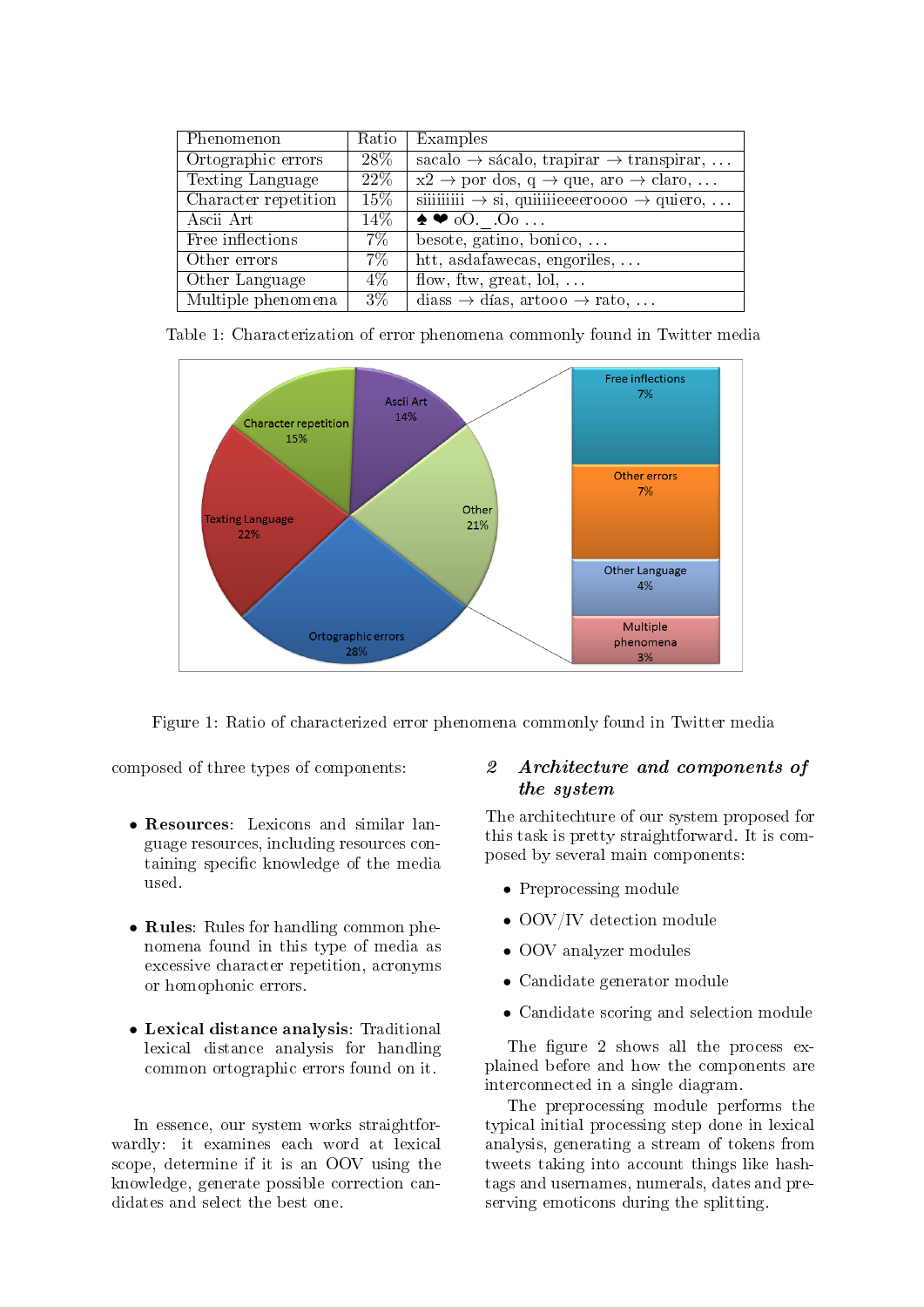| Phenomenon | Ratio | Examples |
|---|---|---|
| Ortographic errors | 28% | sacalo → sácalo, trapirar → transpirar, ... |
| Texting Language | 22% | x2 → por dos, q → que, aro → claro, ... |
| Character repetition | 15% | siiiiiiiii → si, quiiiiieeeroooo → quiero, ... |
| Ascii Art | 14% | ♠ ❤ oO._.Oo ... |
| Free inflections | 7% | besote, gatino, bonico, ... |
| Other errors | 7% | htt, asdafawecas, engoriles, ... |
| Other Language | 4% | flow, ftw, great, lol, ... |
| Multiple phenomena | 3% | diass → días, artooo → rato, ... |

Table 1: Characterization of error phenomena commonly found in Twitter media

Figure 1: Ratio of characterized error phenomena commonly found in Twitter media

composed of three types of components:

- **Resources**: Lexicons and similar language resources, including resources containing specific knowledge of the media used.
- **Rules**: Rules for handling common phenomena found in this type of media as excessive character repetition, acronyms or homophonic errors.
- **Lexical distance analysis**: Traditional lexical distance analysis for handling common ortographic errors found on it.

In essence, our system works straightforwardly: it examines each word at lexical scope, determine if it is an OOV using the knowledge, generate possible correction candidates and select the best one.

## 2 *Architecture and components of the system*

The architechture of our system proposed for this task is pretty straightforward. It is composed by several main components:

- Preprocessing module
- OOV/IV detection module
- OOV analyzer modules
- Candidate generator module
- Candidate scoring and selection module

The figure 2 shows all the process explained before and how the components are interconnected in a single diagram.

The preprocessing module performs the typical initial processing step done in lexical analysis, generating a stream of tokens from tweets taking into account things like hashtags and usernames, numerals, dates and preserving emoticons during the splitting.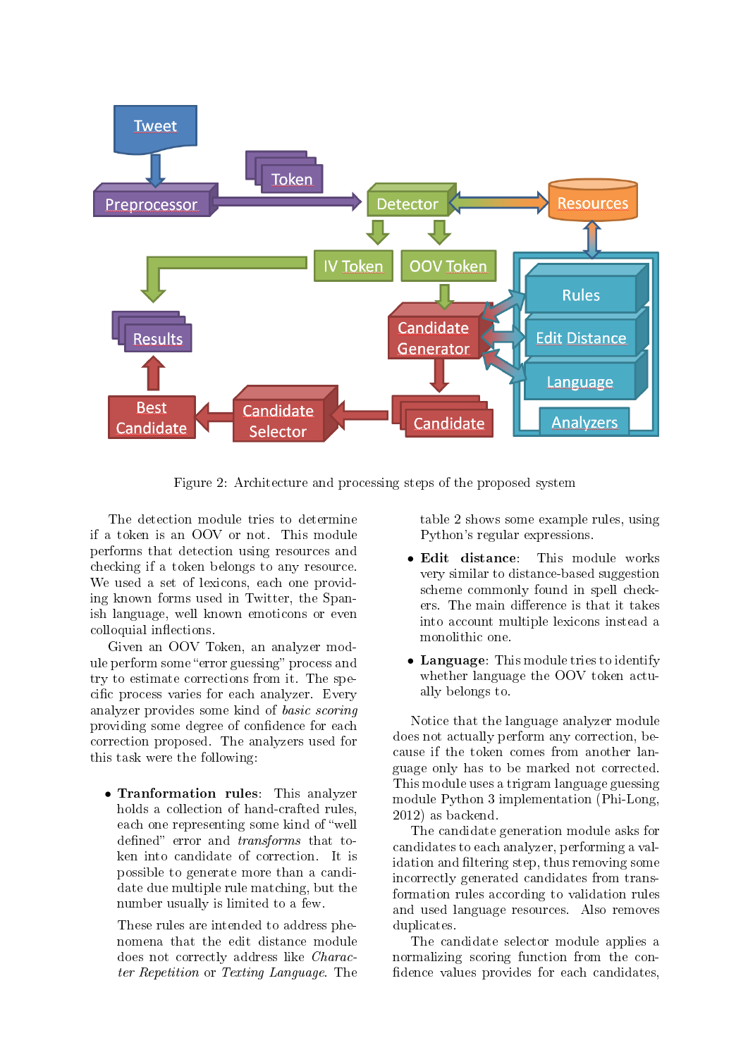Figure 2: Architecture and processing steps of the proposed system

The detection module tries to determine if a token is an OOV or not. This module performs that detection using resources and checking if a token belongs to any resource. We used a set of lexicons, each one providing known forms used in Twitter, the Spanish language, well known emoticons or even colloquial inflections.

Given an OOV Token, an analyzer module perform some "error guessing" process and try to estimate corrections from it. The specific process varies for each analyzer. Every analyzer provides some kind of *basic scoring* providing some degree of confidence for each correction proposed. The analyzers used for this task were the following:

- **Tranformation rules**: This analyzer holds a collection of hand-crafted rules, each one representing some kind of "well defined" error and *transforms* that token into candidate of correction. It is possible to generate more than a candidate due multiple rule matching, but the number usually is limited to a few.

  These rules are intended to address phenomena that the edit distance module does not correctly address like *Character Repetition* or *Texting Language*. The table 2 shows some example rules, using Python's regular expressions.

- **Edit distance**: This module works very similar to distance-based suggestion scheme commonly found in spell checkers. The main difference is that it takes into account multiple lexicons instead a monolithic one.

- **Language**: This module tries to identify whether language the OOV token actually belongs to.

Notice that the language analyzer module does not actually perform any correction, because if the token comes from another language only has to be marked not corrected. This module uses a trigram language guessing module Python 3 implementation (Phi-Long, 2012) as backend.

The candidate generation module asks for candidates to each analyzer, performing a validation and filtering step, thus removing some incorrectly generated candidates from transformation rules according to validation rules and used language resources. Also removes duplicates.

The candidate selector module applies a normalizing scoring function from the confidence values provides for each candidates,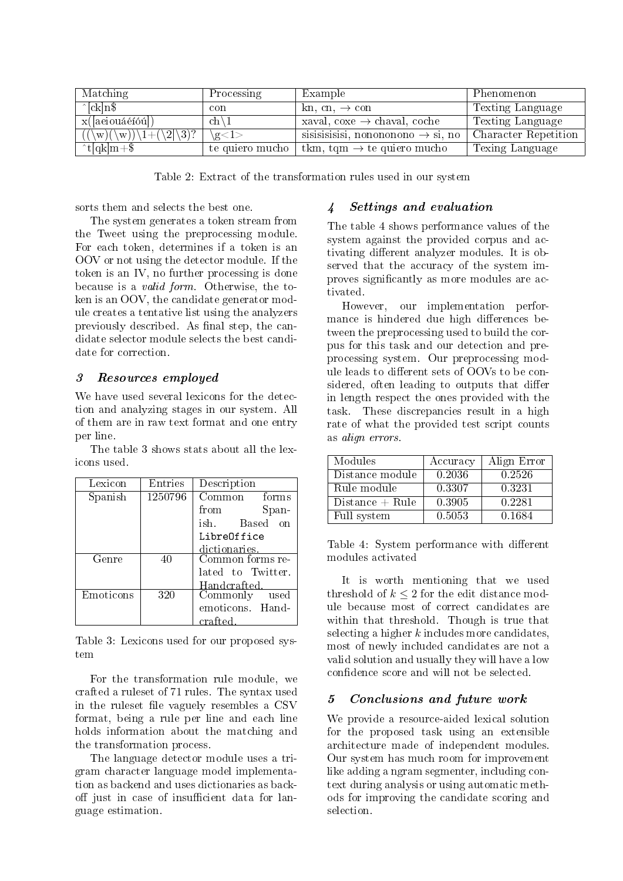| Matching | Processing | Example | Phenomenon |
|---|---|---|---|
| ^[ck]n$ | con | kn, cn, → con | Texting Language |
| x([aeiouáéíóú]) | ch\1 | xaval, coxe → chaval, coche | Texting Language |
| ((\w)(\w))\1+(\2\|\3)? | \g<1> | sisisisisisi, nonononono → si, no | Character Repetition |
| ^t[qk]m+$ | te quiero mucho | tkm, tqm → te quiero mucho | Texing Language |

Table 2: Extract of the transformation rules used in our system

sorts them and selects the best one.

The system generates a token stream from the Tweet using the preprocessing module. For each token, determines if a token is an OOV or not using the detector module. If the token is an IV, no further processing is done because is a *valid form*. Otherwise, the token is an OOV, the candidate generator module creates a tentative list using the analyzers previously described. As final step, the candidate selector module selects the best candidate for correction.

## 3 Resources employed

We have used several lexicons for the detection and analyzing stages in our system. All of them are in raw text format and one entry per line.

The table 3 shows stats about all the lexicons used.

| Lexicon | Entries | Description |
|---|---|---|
| Spanish | 1250796 | Common forms from Spanish. Based on LibreOffice dictionaries. |
| Genre | 40 | Common forms related to Twitter. Handcrafted. |
| Emoticons | 320 | Commonly used emoticons. Handcrafted. |

Table 3: Lexicons used for our proposed system

For the transformation rule module, we crafted a ruleset of 71 rules. The syntax used in the ruleset file vaguely resembles a CSV format, being a rule per line and each line holds information about the matching and the transformation process.

The language detector module uses a trigram character language model implementation as backend and uses dictionaries as backoff just in case of insufficient data for language estimation.

## 4 Settings and evaluation

The table 4 shows performance values of the system against the provided corpus and activating different analyzer modules. It is observed that the accuracy of the system improves significantly as more modules are activated.

However, our implementation performance is hindered due high differences between the preprocessing used to build the corpus for this task and our detection and preprocessing system. Our preprocessing module leads to different sets of OOVs to be considered, often leading to outputs that differ in length respect the ones provided with the task. These discrepancies result in a high rate of what the provided test script counts as *align errors*.

| Modules | Accuracy | Align Error |
|---|---|---|
| Distance module | 0.2036 | 0.2526 |
| Rule module | 0.3307 | 0.3231 |
| Distance + Rule | 0.3905 | 0.2281 |
| Full system | 0.5053 | 0.1684 |

Table 4: System performance with different modules activated

It is worth mentioning that we used threshold of $k \leq 2$ for the edit distance module because most of correct candidates are within that threshold. Though is true that selecting a higher $k$ includes more candidates, most of newly included candidates are not a valid solution and usually they will have a low confidence score and will not be selected.

## 5 Conclusions and future work

We provide a resource-aided lexical solution for the proposed task using an extensible architecture made of independent modules. Our system has much room for improvement like adding a ngram segmenter, including context during analysis or using automatic methods for improving the candidate scoring and selection.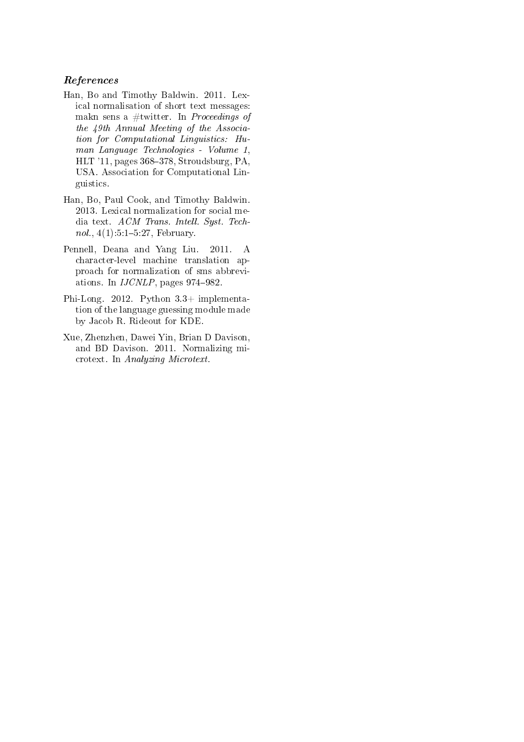### *References*

Han, Bo and Timothy Baldwin. 2011. Lexical normalisation of short text messages: makn sens a #twitter. In *Proceedings of the 49th Annual Meeting of the Association for Computational Linguistics: Human Language Technologies - Volume 1*, HLT '11, pages 368–378, Stroudsburg, PA, USA. Association for Computational Linguistics.

Han, Bo, Paul Cook, and Timothy Baldwin. 2013. Lexical normalization for social media text. *ACM Trans. Intell. Syst. Technol.*, 4(1):5:1–5:27, February.

Pennell, Deana and Yang Liu. 2011. A character-level machine translation approach for normalization of sms abbreviations. In *IJCNLP*, pages 974–982.

Phi-Long. 2012. Python 3.3+ implementation of the language guessing module made by Jacob R. Rideout for KDE.

Xue, Zhenzhen, Dawei Yin, Brian D Davison, and BD Davison. 2011. Normalizing microtext. In *Analyzing Microtext*.